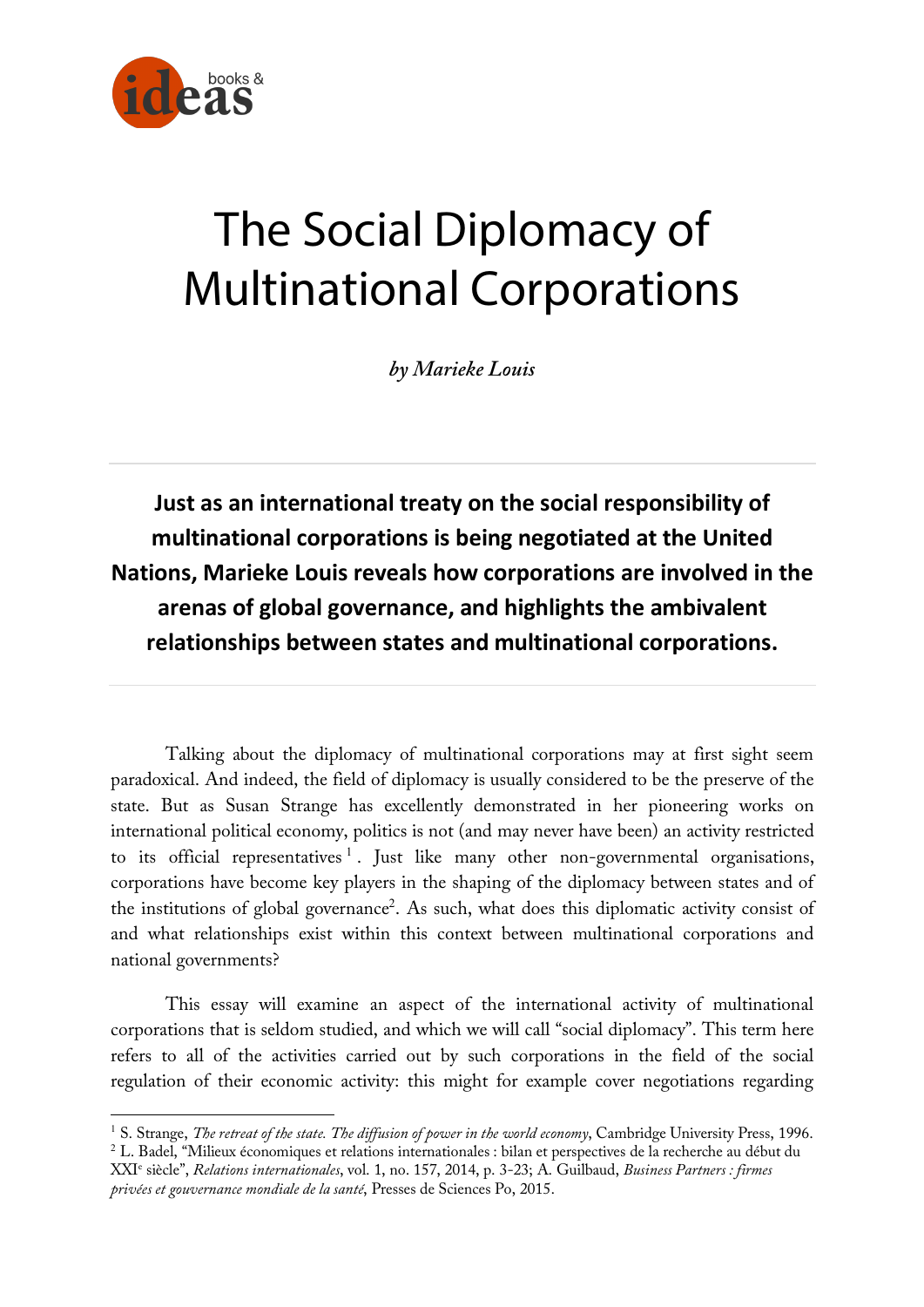# The Social Diplomacy of Multinational Corporations

*by Marieke Louis*

**Just as an international treaty on the social responsibility of multinational corporations is being negotiated at the United Nations, Marieke Louis reveals how corporations are involved in the arenas of global governance, and highlights the ambivalent relationships between states and multinational corporations.**

Talking about the diplomacy of multinational corporations may at first sight seem paradoxical. And indeed, the field of diplomacy is usually considered to be the preserve of the state. But as Susan Strange has excellently demonstrated in her pioneering works on international political economy, politics is not (and may never have been) an activity restricted to its official representatives[1]. Just like many other non-governmental organisations, corporations have become key players in the shaping of the diplomacy between states and of the institutions of global governance[2]. As such, what does this diplomatic activity consist of and what relationships exist within this context between multinational corporations and national governments?

This essay will examine an aspect of the international activity of multinational corporations that is seldom studied, and which we will call "social diplomacy". This term here refers to all of the activities carried out by such corporations in the field of the social regulation of their economic activity: this might for example cover negotiations regarding

---

[1] S. Strange, *The retreat of the state. The diffusion of power in the world economy*, Cambridge University Press, 1996.

[2] L. Badel, "Milieux économiques et relations internationales : bilan et perspectives de la recherche au début du XXI[e] siècle", *Relations internationales*, vol. 1, no. 157, 2014, p. 3-23; A. Guilbaud, *Business Partners : firmes privées et gouvernance mondiale de la santé*, Presses de Sciences Po, 2015.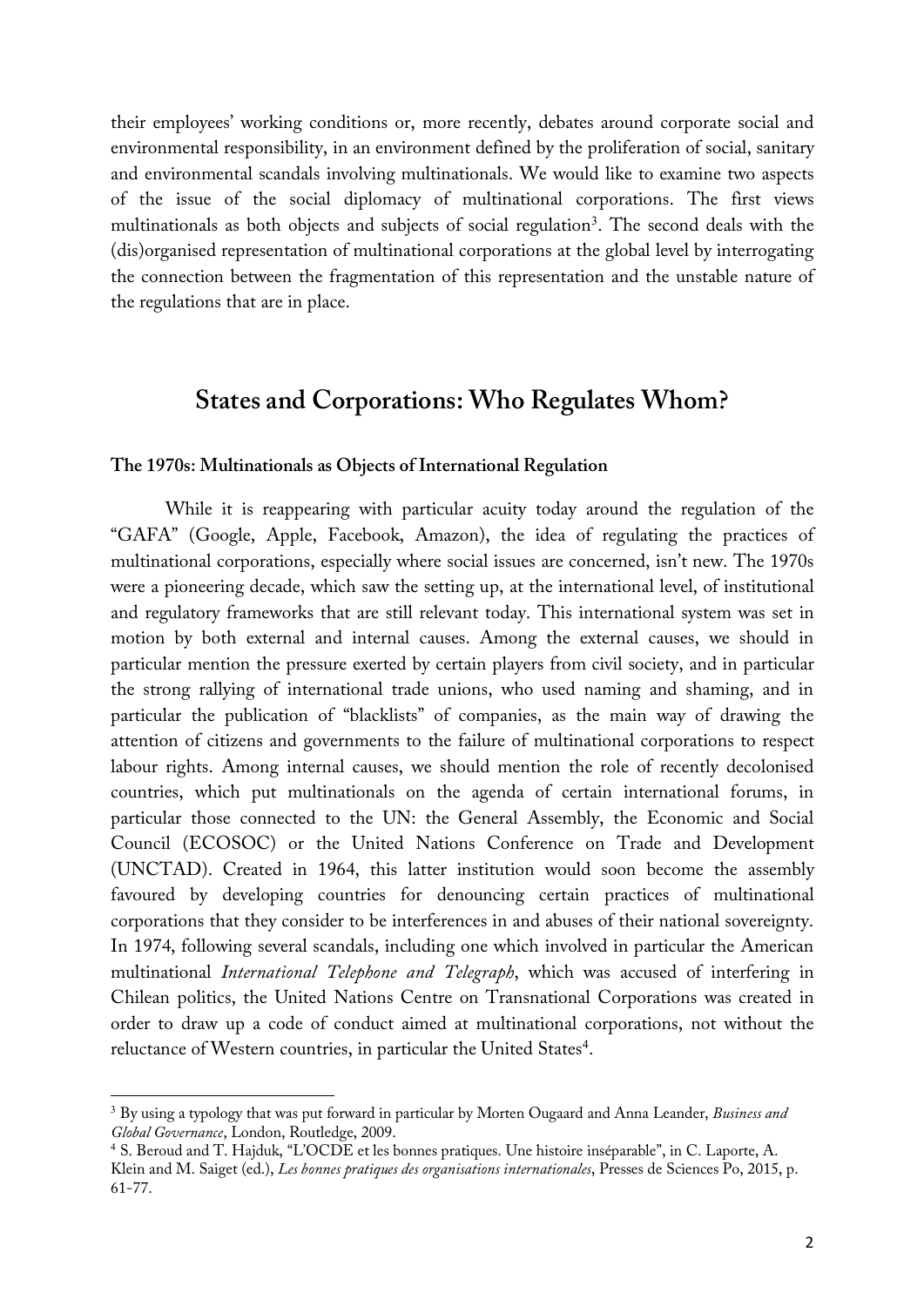their employees' working conditions or, more recently, debates around corporate social and environmental responsibility, in an environment defined by the proliferation of social, sanitary and environmental scandals involving multinationals. We would like to examine two aspects of the issue of the social diplomacy of multinational corporations. The first views multinationals as both objects and subjects of social regulation[3]. The second deals with the (dis)organised representation of multinational corporations at the global level by interrogating the connection between the fragmentation of this representation and the unstable nature of the regulations that are in place.

## States and Corporations: Who Regulates Whom?

### The 1970s: Multinationals as Objects of International Regulation

While it is reappearing with particular acuity today around the regulation of the "GAFA" (Google, Apple, Facebook, Amazon), the idea of regulating the practices of multinational corporations, especially where social issues are concerned, isn't new. The 1970s were a pioneering decade, which saw the setting up, at the international level, of institutional and regulatory frameworks that are still relevant today. This international system was set in motion by both external and internal causes. Among the external causes, we should in particular mention the pressure exerted by certain players from civil society, and in particular the strong rallying of international trade unions, who used naming and shaming, and in particular the publication of "blacklists" of companies, as the main way of drawing the attention of citizens and governments to the failure of multinational corporations to respect labour rights. Among internal causes, we should mention the role of recently decolonised countries, which put multinationals on the agenda of certain international forums, in particular those connected to the UN: the General Assembly, the Economic and Social Council (ECOSOC) or the United Nations Conference on Trade and Development (UNCTAD). Created in 1964, this latter institution would soon become the assembly favoured by developing countries for denouncing certain practices of multinational corporations that they consider to be interferences in and abuses of their national sovereignty. In 1974, following several scandals, including one which involved in particular the American multinational *International Telephone and Telegraph*, which was accused of interfering in Chilean politics, the United Nations Centre on Transnational Corporations was created in order to draw up a code of conduct aimed at multinational corporations, not without the reluctance of Western countries, in particular the United States[4].

---

[3] By using a typology that was put forward in particular by Morten Ougaard and Anna Leander, *Business and Global Governance*, London, Routledge, 2009.

[4] S. Beroud and T. Hajduk, "L'OCDE et les bonnes pratiques. Une histoire inséparable", in C. Laporte, A. Klein and M. Saiget (ed.), *Les bonnes pratiques des organisations internationales*, Presses de Sciences Po, 2015, p. 61-77.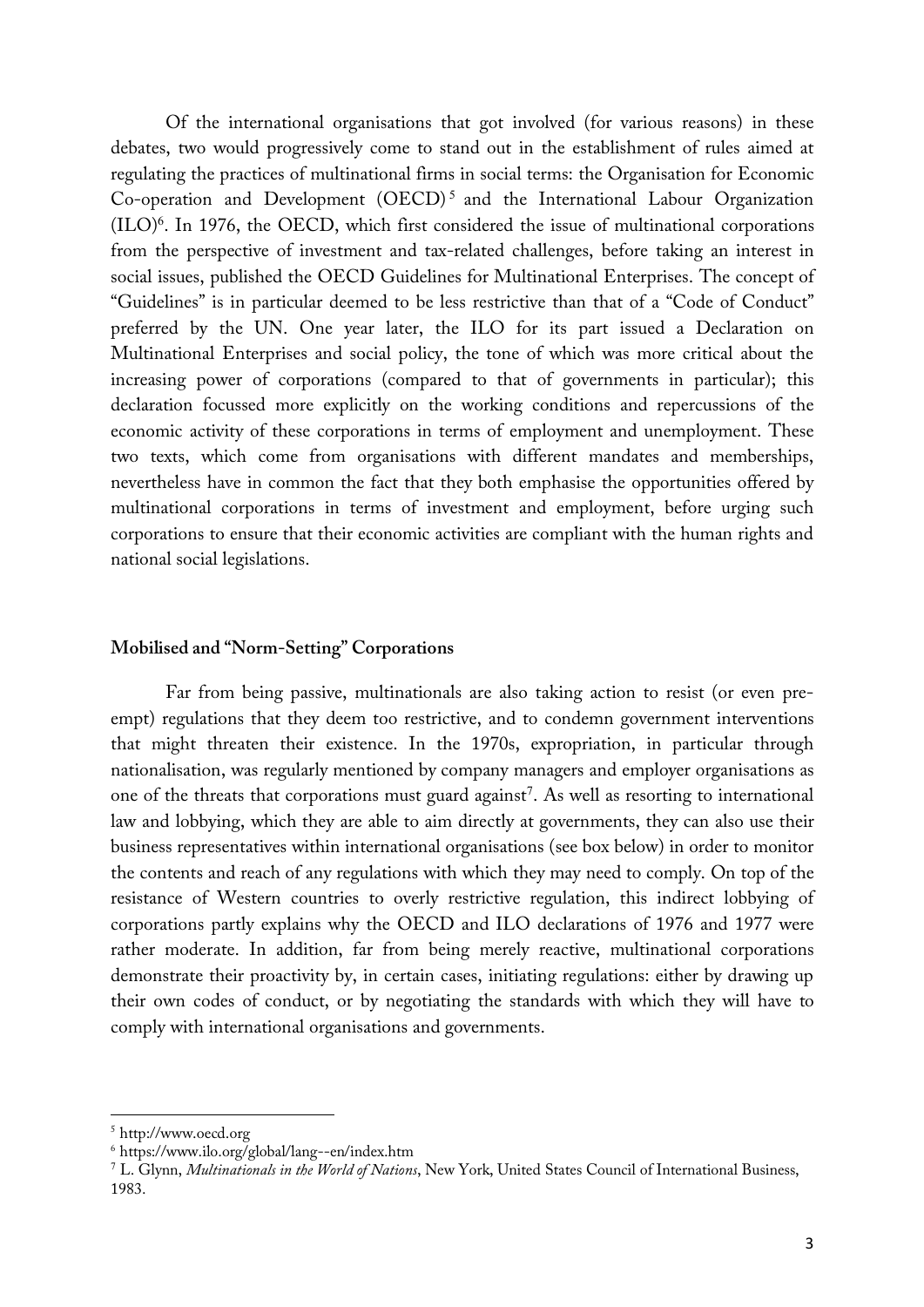Of the international organisations that got involved (for various reasons) in these debates, two would progressively come to stand out in the establishment of rules aimed at regulating the practices of multinational firms in social terms: the Organisation for Economic Co-operation and Development (OECD)[5] and the International Labour Organization (ILO)[6]. In 1976, the OECD, which first considered the issue of multinational corporations from the perspective of investment and tax-related challenges, before taking an interest in social issues, published the OECD Guidelines for Multinational Enterprises. The concept of "Guidelines" is in particular deemed to be less restrictive than that of a "Code of Conduct" preferred by the UN. One year later, the ILO for its part issued a Declaration on Multinational Enterprises and social policy, the tone of which was more critical about the increasing power of corporations (compared to that of governments in particular); this declaration focussed more explicitly on the working conditions and repercussions of the economic activity of these corporations in terms of employment and unemployment. These two texts, which come from organisations with different mandates and memberships, nevertheless have in common the fact that they both emphasise the opportunities offered by multinational corporations in terms of investment and employment, before urging such corporations to ensure that their economic activities are compliant with the human rights and national social legislations.

### Mobilised and "Norm-Setting" Corporations

Far from being passive, multinationals are also taking action to resist (or even pre-empt) regulations that they deem too restrictive, and to condemn government interventions that might threaten their existence. In the 1970s, expropriation, in particular through nationalisation, was regularly mentioned by company managers and employer organisations as one of the threats that corporations must guard against[7]. As well as resorting to international law and lobbying, which they are able to aim directly at governments, they can also use their business representatives within international organisations (see box below) in order to monitor the contents and reach of any regulations with which they may need to comply. On top of the resistance of Western countries to overly restrictive regulation, this indirect lobbying of corporations partly explains why the OECD and ILO declarations of 1976 and 1977 were rather moderate. In addition, far from being merely reactive, multinational corporations demonstrate their proactivity by, in certain cases, initiating regulations: either by drawing up their own codes of conduct, or by negotiating the standards with which they will have to comply with international organisations and governments.

---

[5] http://www.oecd.org

[6] https://www.ilo.org/global/lang--en/index.htm

[7] L. Glynn, *Multinationals in the World of Nations*, New York, United States Council of International Business, 1983.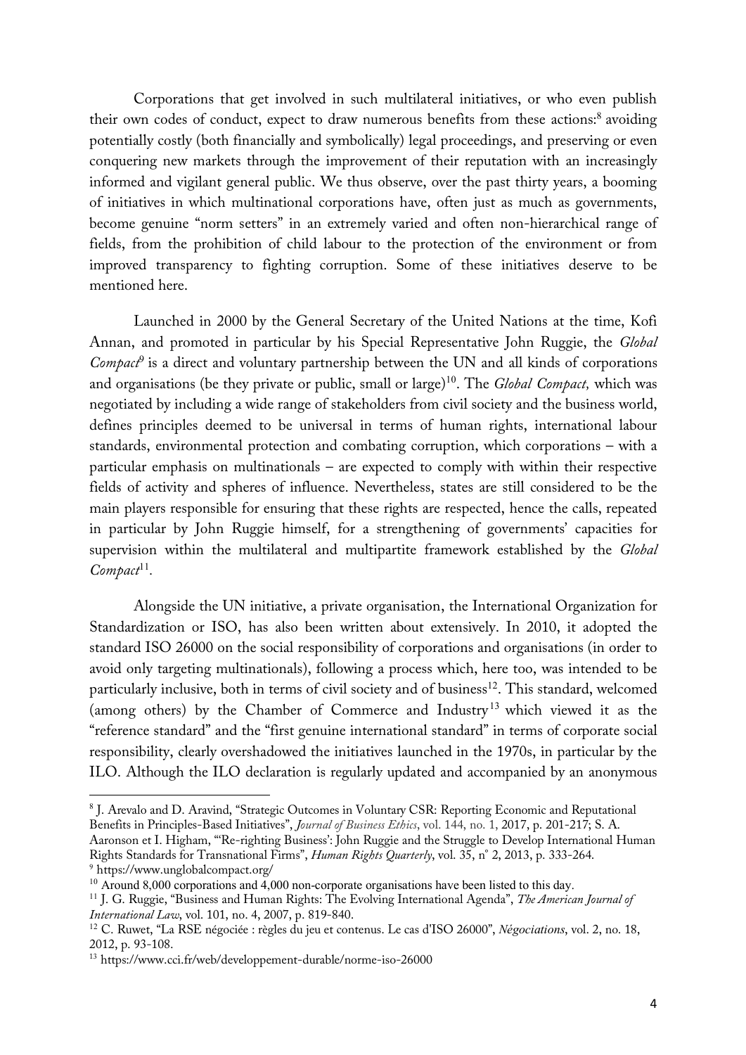Corporations that get involved in such multilateral initiatives, or who even publish their own codes of conduct, expect to draw numerous benefits from these actions:[8] avoiding potentially costly (both financially and symbolically) legal proceedings, and preserving or even conquering new markets through the improvement of their reputation with an increasingly informed and vigilant general public. We thus observe, over the past thirty years, a booming of initiatives in which multinational corporations have, often just as much as governments, become genuine "norm setters" in an extremely varied and often non-hierarchical range of fields, from the prohibition of child labour to the protection of the environment or from improved transparency to fighting corruption. Some of these initiatives deserve to be mentioned here.

Launched in 2000 by the General Secretary of the United Nations at the time, Kofi Annan, and promoted in particular by his Special Representative John Ruggie, the *Global Compact*[9] is a direct and voluntary partnership between the UN and all kinds of corporations and organisations (be they private or public, small or large)[10]. The *Global Compact,* which was negotiated by including a wide range of stakeholders from civil society and the business world, defines principles deemed to be universal in terms of human rights, international labour standards, environmental protection and combating corruption, which corporations – with a particular emphasis on multinationals – are expected to comply with within their respective fields of activity and spheres of influence. Nevertheless, states are still considered to be the main players responsible for ensuring that these rights are respected, hence the calls, repeated in particular by John Ruggie himself, for a strengthening of governments' capacities for supervision within the multilateral and multipartite framework established by the *Global Compact*[11].

Alongside the UN initiative, a private organisation, the International Organization for Standardization or ISO, has also been written about extensively. In 2010, it adopted the standard ISO 26000 on the social responsibility of corporations and organisations (in order to avoid only targeting multinationals), following a process which, here too, was intended to be particularly inclusive, both in terms of civil society and of business[12]. This standard, welcomed (among others) by the Chamber of Commerce and Industry[13] which viewed it as the "reference standard" and the "first genuine international standard" in terms of corporate social responsibility, clearly overshadowed the initiatives launched in the 1970s, in particular by the ILO. Although the ILO declaration is regularly updated and accompanied by an anonymous

---

[8] J. Arevalo and D. Aravind, "Strategic Outcomes in Voluntary CSR: Reporting Economic and Reputational Benefits in Principles-Based Initiatives", *Journal of Business Ethics*, vol. 144, no. 1, 2017, p. 201-217; S. A. Aaronson et I. Higham, "'Re-righting Business': John Ruggie and the Struggle to Develop International Human Rights Standards for Transnational Firms", *Human Rights Quarterly*, vol. 35, n° 2, 2013, p. 333-264.

[9] https://www.unglobalcompact.org/

[10] Around 8,000 corporations and 4,000 non-corporate organisations have been listed to this day.

[11] J. G. Ruggie, "Business and Human Rights: The Evolving International Agenda", *The American Journal of International Law*, vol. 101, no. 4, 2007, p. 819-840.

[12] C. Ruwet, "La RSE négociée : règles du jeu et contenus. Le cas d'ISO 26000", *Négociations*, vol. 2, no. 18, 2012, p. 93-108.

[13] https://www.cci.fr/web/developpement-durable/norme-iso-26000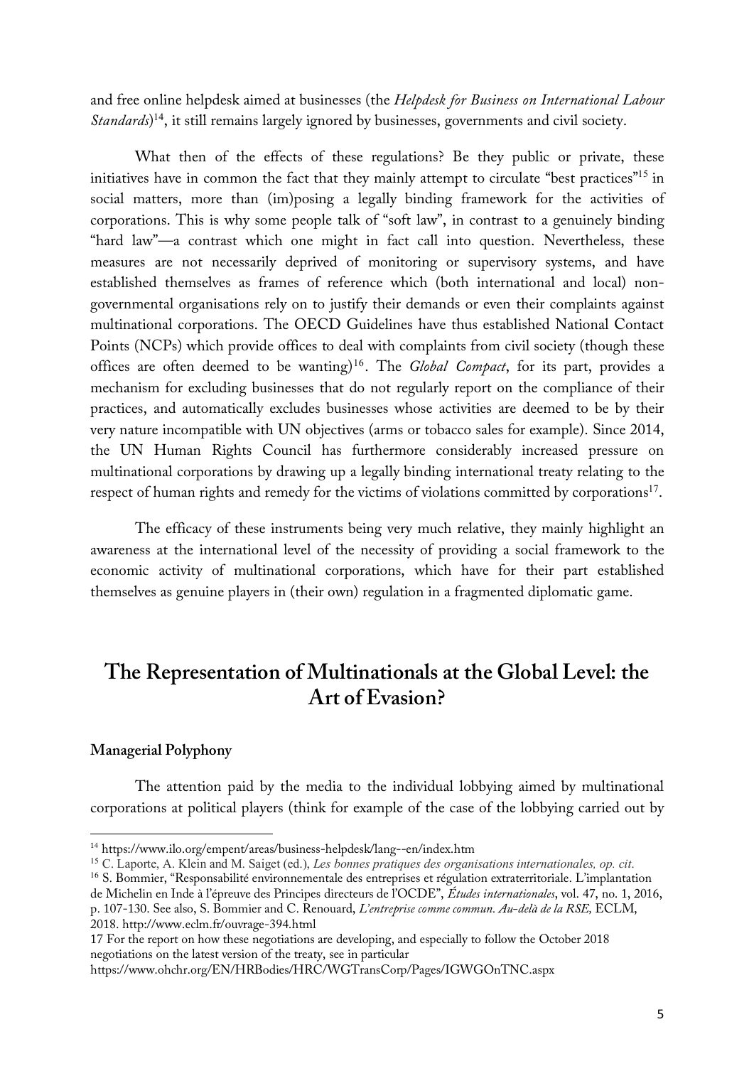and free online helpdesk aimed at businesses (the *Helpdesk for Business on International Labour Standards*)[14], it still remains largely ignored by businesses, governments and civil society.

What then of the effects of these regulations? Be they public or private, these initiatives have in common the fact that they mainly attempt to circulate "best practices"[15] in social matters, more than (im)posing a legally binding framework for the activities of corporations. This is why some people talk of "soft law", in contrast to a genuinely binding "hard law"—a contrast which one might in fact call into question. Nevertheless, these measures are not necessarily deprived of monitoring or supervisory systems, and have established themselves as frames of reference which (both international and local) non-governmental organisations rely on to justify their demands or even their complaints against multinational corporations. The OECD Guidelines have thus established National Contact Points (NCPs) which provide offices to deal with complaints from civil society (though these offices are often deemed to be wanting)[16]. The *Global Compact*, for its part, provides a mechanism for excluding businesses that do not regularly report on the compliance of their practices, and automatically excludes businesses whose activities are deemed to be by their very nature incompatible with UN objectives (arms or tobacco sales for example). Since 2014, the UN Human Rights Council has furthermore considerably increased pressure on multinational corporations by drawing up a legally binding international treaty relating to the respect of human rights and remedy for the victims of violations committed by corporations[17].

The efficacy of these instruments being very much relative, they mainly highlight an awareness at the international level of the necessity of providing a social framework to the economic activity of multinational corporations, which have for their part established themselves as genuine players in (their own) regulation in a fragmented diplomatic game.

## The Representation of Multinationals at the Global Level: the Art of Evasion?

### Managerial Polyphony

The attention paid by the media to the individual lobbying aimed by multinational corporations at political players (think for example of the case of the lobbying carried out by

---

[14] https://www.ilo.org/empent/areas/business-helpdesk/lang--en/index.htm

[15] C. Laporte, A. Klein and M. Saiget (ed.), *Les bonnes pratiques des organisations internationales, op. cit.*

[16] S. Bommier, "Responsabilité environnementale des entreprises et régulation extraterritoriale. L'implantation de Michelin en Inde à l'épreuve des Principes directeurs de l'OCDE", *Études internationales*, vol. 47, no. 1, 2016, p. 107-130. See also, S. Bommier and C. Renouard, *L'entreprise comme commun. Au-delà de la RSE,* ECLM, 2018. http://www.eclm.fr/ouvrage-394.html

17 For the report on how these negotiations are developing, and especially to follow the October 2018 negotiations on the latest version of the treaty, see in particular https://www.ohchr.org/EN/HRBodies/HRC/WGTransCorp/Pages/IGWGOnTNC.aspx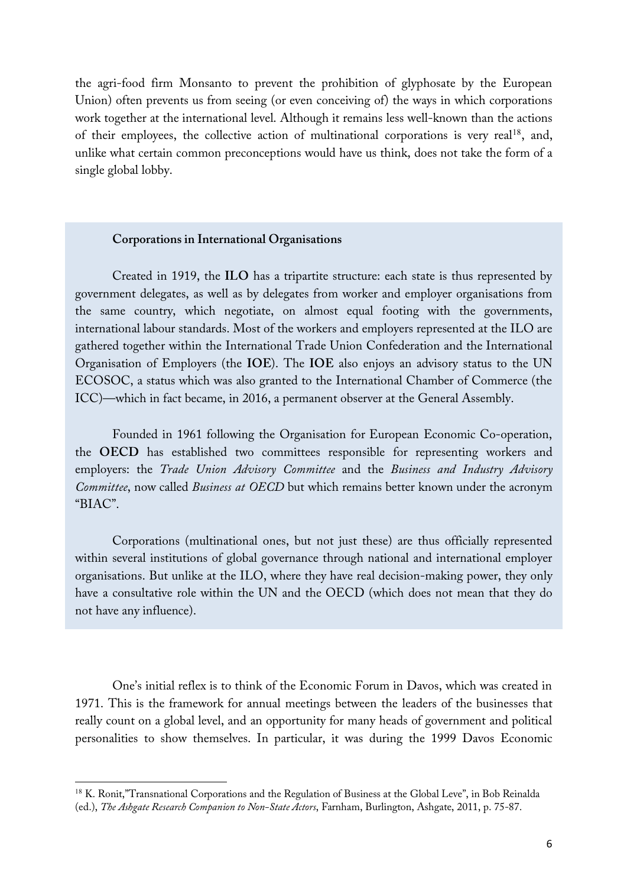the agri-food firm Monsanto to prevent the prohibition of glyphosate by the European Union) often prevents us from seeing (or even conceiving of) the ways in which corporations work together at the international level. Although it remains less well-known than the actions of their employees, the collective action of multinational corporations is very real[18], and, unlike what certain common preconceptions would have us think, does not take the form of a single global lobby.

### Corporations in International Organisations

Created in 1919, the **ILO** has a tripartite structure: each state is thus represented by government delegates, as well as by delegates from worker and employer organisations from the same country, which negotiate, on almost equal footing with the governments, international labour standards. Most of the workers and employers represented at the ILO are gathered together within the International Trade Union Confederation and the International Organisation of Employers (the **IOE**). The **IOE** also enjoys an advisory status to the UN ECOSOC, a status which was also granted to the International Chamber of Commerce (the ICC)—which in fact became, in 2016, a permanent observer at the General Assembly.

Founded in 1961 following the Organisation for European Economic Co-operation, the **OECD** has established two committees responsible for representing workers and employers: the *Trade Union Advisory Committee* and the *Business and Industry Advisory Committee*, now called *Business at OECD* but which remains better known under the acronym "BIAC".

Corporations (multinational ones, but not just these) are thus officially represented within several institutions of global governance through national and international employer organisations. But unlike at the ILO, where they have real decision-making power, they only have a consultative role within the UN and the OECD (which does not mean that they do not have any influence).

One's initial reflex is to think of the Economic Forum in Davos, which was created in 1971. This is the framework for annual meetings between the leaders of the businesses that really count on a global level, and an opportunity for many heads of government and political personalities to show themselves. In particular, it was during the 1999 Davos Economic

[18] K. Ronit,"Transnational Corporations and the Regulation of Business at the Global Leve", in Bob Reinalda (ed.), *The Ashgate Research Companion to Non-State Actors*, Farnham, Burlington, Ashgate, 2011, p. 75-87.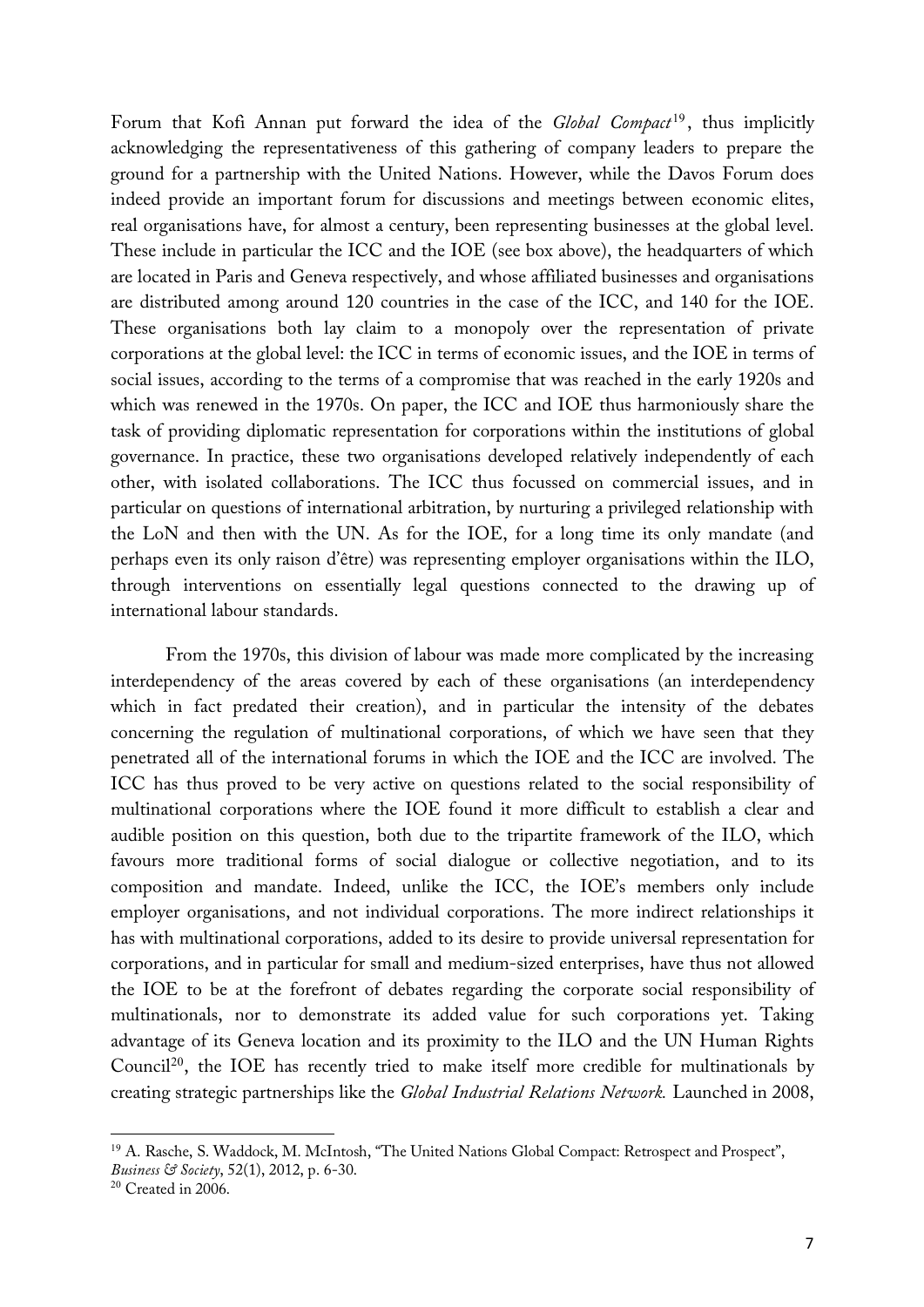Forum that Kofi Annan put forward the idea of the *Global Compact*[19], thus implicitly acknowledging the representativeness of this gathering of company leaders to prepare the ground for a partnership with the United Nations. However, while the Davos Forum does indeed provide an important forum for discussions and meetings between economic elites, real organisations have, for almost a century, been representing businesses at the global level. These include in particular the ICC and the IOE (see box above), the headquarters of which are located in Paris and Geneva respectively, and whose affiliated businesses and organisations are distributed among around 120 countries in the case of the ICC, and 140 for the IOE. These organisations both lay claim to a monopoly over the representation of private corporations at the global level: the ICC in terms of economic issues, and the IOE in terms of social issues, according to the terms of a compromise that was reached in the early 1920s and which was renewed in the 1970s. On paper, the ICC and IOE thus harmoniously share the task of providing diplomatic representation for corporations within the institutions of global governance. In practice, these two organisations developed relatively independently of each other, with isolated collaborations. The ICC thus focussed on commercial issues, and in particular on questions of international arbitration, by nurturing a privileged relationship with the LoN and then with the UN. As for the IOE, for a long time its only mandate (and perhaps even its only raison d'être) was representing employer organisations within the ILO, through interventions on essentially legal questions connected to the drawing up of international labour standards.

From the 1970s, this division of labour was made more complicated by the increasing interdependency of the areas covered by each of these organisations (an interdependency which in fact predated their creation), and in particular the intensity of the debates concerning the regulation of multinational corporations, of which we have seen that they penetrated all of the international forums in which the IOE and the ICC are involved. The ICC has thus proved to be very active on questions related to the social responsibility of multinational corporations where the IOE found it more difficult to establish a clear and audible position on this question, both due to the tripartite framework of the ILO, which favours more traditional forms of social dialogue or collective negotiation, and to its composition and mandate. Indeed, unlike the ICC, the IOE's members only include employer organisations, and not individual corporations. The more indirect relationships it has with multinational corporations, added to its desire to provide universal representation for corporations, and in particular for small and medium-sized enterprises, have thus not allowed the IOE to be at the forefront of debates regarding the corporate social responsibility of multinationals, nor to demonstrate its added value for such corporations yet. Taking advantage of its Geneva location and its proximity to the ILO and the UN Human Rights Council[20], the IOE has recently tried to make itself more credible for multinationals by creating strategic partnerships like the *Global Industrial Relations Network.* Launched in 2008,

---

[19] A. Rasche, S. Waddock, M. McIntosh, "The United Nations Global Compact: Retrospect and Prospect", *Business & Society*, 52(1), 2012, p. 6-30.

[20] Created in 2006.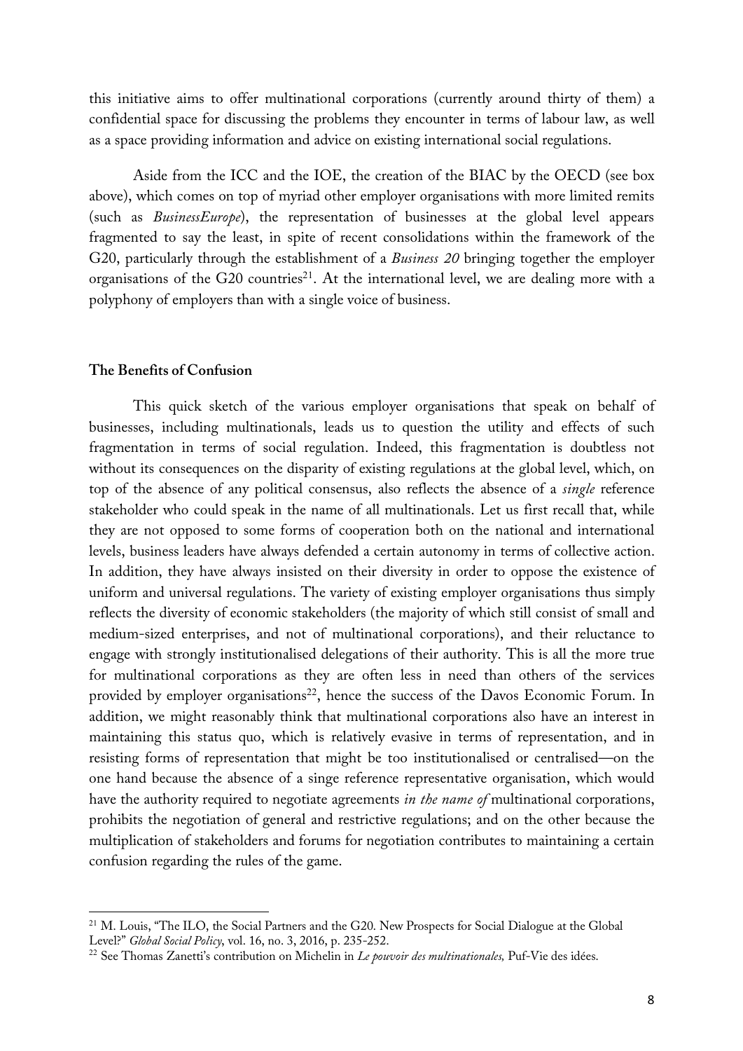this initiative aims to offer multinational corporations (currently around thirty of them) a confidential space for discussing the problems they encounter in terms of labour law, as well as a space providing information and advice on existing international social regulations.

Aside from the ICC and the IOE, the creation of the BIAC by the OECD (see box above), which comes on top of myriad other employer organisations with more limited remits (such as *BusinessEurope*), the representation of businesses at the global level appears fragmented to say the least, in spite of recent consolidations within the framework of the G20, particularly through the establishment of a *Business 20* bringing together the employer organisations of the G20 countries[21]. At the international level, we are dealing more with a polyphony of employers than with a single voice of business.

### The Benefits of Confusion

This quick sketch of the various employer organisations that speak on behalf of businesses, including multinationals, leads us to question the utility and effects of such fragmentation in terms of social regulation. Indeed, this fragmentation is doubtless not without its consequences on the disparity of existing regulations at the global level, which, on top of the absence of any political consensus, also reflects the absence of a *single* reference stakeholder who could speak in the name of all multinationals. Let us first recall that, while they are not opposed to some forms of cooperation both on the national and international levels, business leaders have always defended a certain autonomy in terms of collective action. In addition, they have always insisted on their diversity in order to oppose the existence of uniform and universal regulations. The variety of existing employer organisations thus simply reflects the diversity of economic stakeholders (the majority of which still consist of small and medium-sized enterprises, and not of multinational corporations), and their reluctance to engage with strongly institutionalised delegations of their authority. This is all the more true for multinational corporations as they are often less in need than others of the services provided by employer organisations[22], hence the success of the Davos Economic Forum. In addition, we might reasonably think that multinational corporations also have an interest in maintaining this status quo, which is relatively evasive in terms of representation, and in resisting forms of representation that might be too institutionalised or centralised—on the one hand because the absence of a singe reference representative organisation, which would have the authority required to negotiate agreements *in the name of* multinational corporations, prohibits the negotiation of general and restrictive regulations; and on the other because the multiplication of stakeholders and forums for negotiation contributes to maintaining a certain confusion regarding the rules of the game.

---

[21] M. Louis, "The ILO, the Social Partners and the G20. New Prospects for Social Dialogue at the Global Level?" *Global Social Policy*, vol. 16, no. 3, 2016, p. 235-252.

[22] See Thomas Zanetti's contribution on Michelin in *Le pouvoir des multinationales,* Puf-Vie des idées.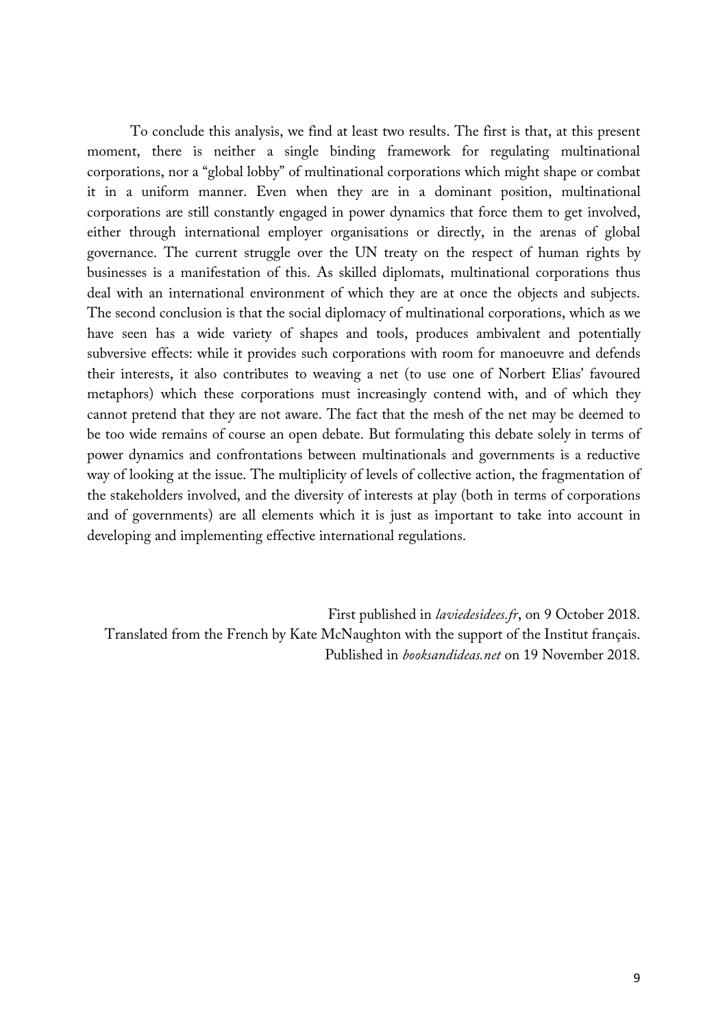To conclude this analysis, we find at least two results. The first is that, at this present moment, there is neither a single binding framework for regulating multinational corporations, nor a "global lobby" of multinational corporations which might shape or combat it in a uniform manner. Even when they are in a dominant position, multinational corporations are still constantly engaged in power dynamics that force them to get involved, either through international employer organisations or directly, in the arenas of global governance. The current struggle over the UN treaty on the respect of human rights by businesses is a manifestation of this. As skilled diplomats, multinational corporations thus deal with an international environment of which they are at once the objects and subjects. The second conclusion is that the social diplomacy of multinational corporations, which as we have seen has a wide variety of shapes and tools, produces ambivalent and potentially subversive effects: while it provides such corporations with room for manoeuvre and defends their interests, it also contributes to weaving a net (to use one of Norbert Elias' favoured metaphors) which these corporations must increasingly contend with, and of which they cannot pretend that they are not aware. The fact that the mesh of the net may be deemed to be too wide remains of course an open debate. But formulating this debate solely in terms of power dynamics and confrontations between multinationals and governments is a reductive way of looking at the issue. The multiplicity of levels of collective action, the fragmentation of the stakeholders involved, and the diversity of interests at play (both in terms of corporations and of governments) are all elements which it is just as important to take into account in developing and implementing effective international regulations.

First published in *laviedesidees.fr*, on 9 October 2018.
Translated from the French by Kate McNaughton with the support of the Institut français.
Published in *booksandideas.net* on 19 November 2018.